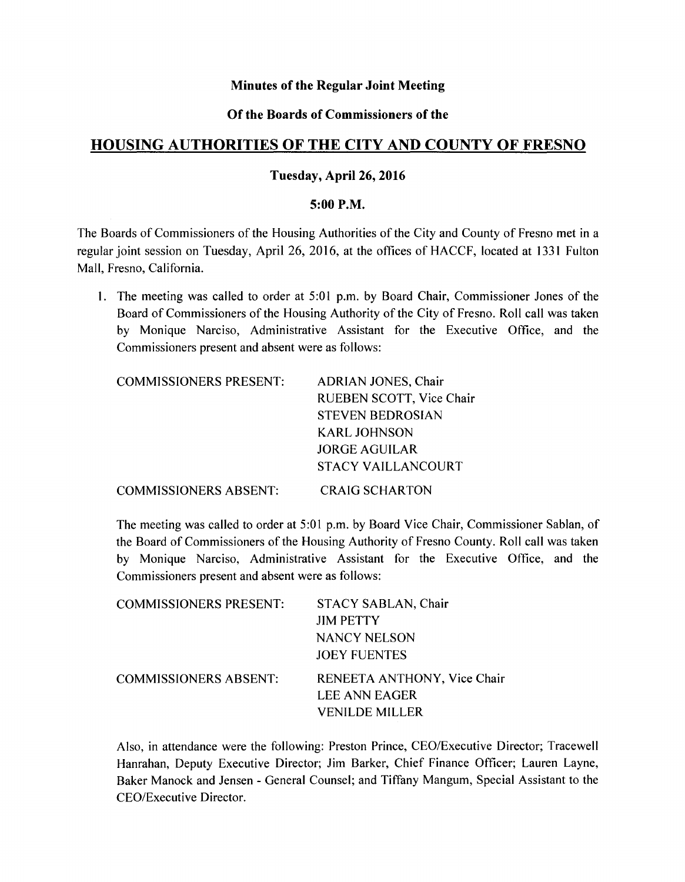**Minutes of the Regular Joint Meeting**

**Of the Boards of Commissioners of the**

# HOUSING AUTHORITIES OF THE CITY AND COUNTY OF FRESNO

**Tuesday, April 26, 2016**

**5:00 P.M.**

The Boards of Commissioners of the Housing Authorities of the City and County of Fresno met in a regular joint session on Tuesday, April 26, 2016, at the offices of HACCF, located at 1331 Fulton Mall, Fresno, California.

1. The meeting was called to order at 5:01 p.m. by Board Chair, Commissioner Jones of the Board of Commissioners of the Housing Authority of the City of Fresno. Roll call was taken by Monique Narciso, Administrative Assistant for the Executive Office, and the Commissioners present and absent were as follows:

| | |
|---|---|
| COMMISSIONERS PRESENT: | ADRIAN JONES, Chair |
| | RUEBEN SCOTT, Vice Chair |
| | STEVEN BEDROSIAN |
| | KARL JOHNSON |
| | JORGE AGUILAR |
| | STACY VAILLANCOURT |
| COMMISSIONERS ABSENT: | CRAIG SCHARTON |

The meeting was called to order at 5:01 p.m. by Board Vice Chair, Commissioner Sablan, of the Board of Commissioners of the Housing Authority of Fresno County. Roll call was taken by Monique Narciso, Administrative Assistant for the Executive Office, and the Commissioners present and absent were as follows:

| | |
|---|---|
| COMMISSIONERS PRESENT: | STACY SABLAN, Chair |
| | JIM PETTY |
| | NANCY NELSON |
| | JOEY FUENTES |
| COMMISSIONERS ABSENT: | RENEETA ANTHONY, Vice Chair |
| | LEE ANN EAGER |
| | VENILDE MILLER |

Also, in attendance were the following: Preston Prince, CEO/Executive Director; Tracewell Hanrahan, Deputy Executive Director; Jim Barker, Chief Finance Officer; Lauren Layne, Baker Manock and Jensen - General Counsel; and Tiffany Mangum, Special Assistant to the CEO/Executive Director.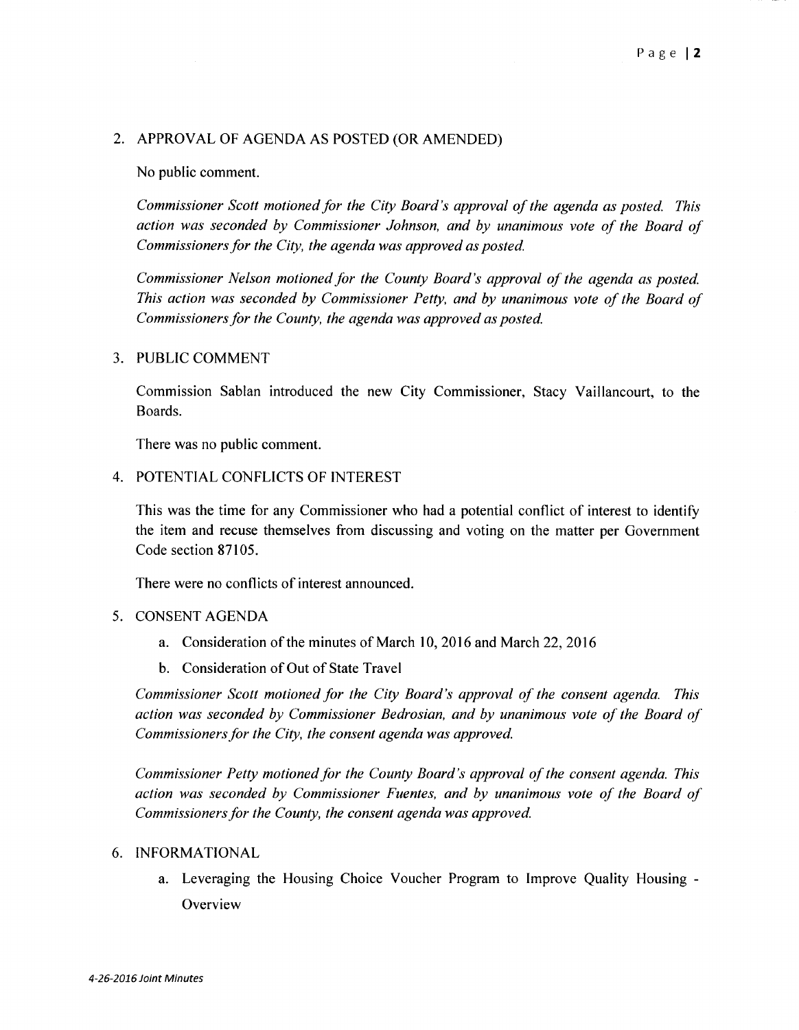2. APPROVAL OF AGENDA AS POSTED (OR AMENDED)

   No public comment.

   *Commissioner Scott motioned for the City Board's approval of the agenda as posted. This action was seconded by Commissioner Johnson, and by unanimous vote of the Board of Commissioners for the City, the agenda was approved as posted.*

   *Commissioner Nelson motioned for the County Board's approval of the agenda as posted. This action was seconded by Commissioner Petty, and by unanimous vote of the Board of Commissioners for the County, the agenda was approved as posted.*

3. PUBLIC COMMENT

   Commission Sablan introduced the new City Commissioner, Stacy Vaillancourt, to the Boards.

   There was no public comment.

4. POTENTIAL CONFLICTS OF INTEREST

   This was the time for any Commissioner who had a potential conflict of interest to identify the item and recuse themselves from discussing and voting on the matter per Government Code section 87105.

   There were no conflicts of interest announced.

5. CONSENT AGENDA

   a. Consideration of the minutes of March 10, 2016 and March 22, 2016

   b. Consideration of Out of State Travel

   *Commissioner Scott motioned for the City Board's approval of the consent agenda. This action was seconded by Commissioner Bedrosian, and by unanimous vote of the Board of Commissioners for the City, the consent agenda was approved.*

   *Commissioner Petty motioned for the County Board's approval of the consent agenda. This action was seconded by Commissioner Fuentes, and by unanimous vote of the Board of Commissioners for the County, the consent agenda was approved.*

6. INFORMATIONAL

   a. Leveraging the Housing Choice Voucher Program to Improve Quality Housing - Overview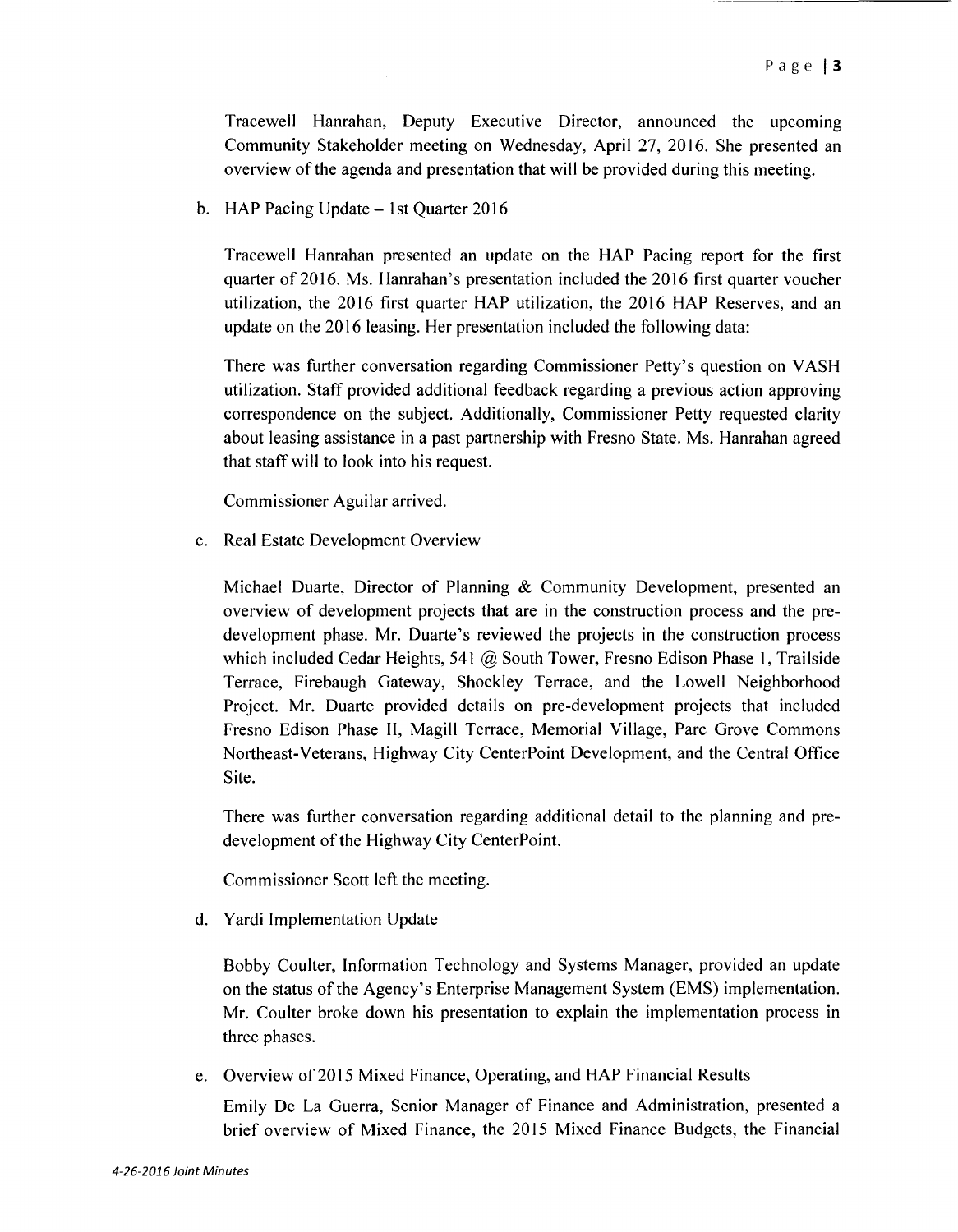Tracewell Hanrahan, Deputy Executive Director, announced the upcoming Community Stakeholder meeting on Wednesday, April 27, 2016. She presented an overview of the agenda and presentation that will be provided during this meeting.

b. HAP Pacing Update – 1st Quarter 2016

Tracewell Hanrahan presented an update on the HAP Pacing report for the first quarter of 2016. Ms. Hanrahan's presentation included the 2016 first quarter voucher utilization, the 2016 first quarter HAP utilization, the 2016 HAP Reserves, and an update on the 2016 leasing. Her presentation included the following data:

There was further conversation regarding Commissioner Petty's question on VASH utilization. Staff provided additional feedback regarding a previous action approving correspondence on the subject. Additionally, Commissioner Petty requested clarity about leasing assistance in a past partnership with Fresno State. Ms. Hanrahan agreed that staff will to look into his request.

Commissioner Aguilar arrived.

c. Real Estate Development Overview

Michael Duarte, Director of Planning & Community Development, presented an overview of development projects that are in the construction process and the pre-development phase. Mr. Duarte's reviewed the projects in the construction process which included Cedar Heights, 541 @ South Tower, Fresno Edison Phase 1, Trailside Terrace, Firebaugh Gateway, Shockley Terrace, and the Lowell Neighborhood Project. Mr. Duarte provided details on pre-development projects that included Fresno Edison Phase II, Magill Terrace, Memorial Village, Parc Grove Commons Northeast-Veterans, Highway City CenterPoint Development, and the Central Office Site.

There was further conversation regarding additional detail to the planning and pre-development of the Highway City CenterPoint.

Commissioner Scott left the meeting.

d. Yardi Implementation Update

Bobby Coulter, Information Technology and Systems Manager, provided an update on the status of the Agency's Enterprise Management System (EMS) implementation. Mr. Coulter broke down his presentation to explain the implementation process in three phases.

e. Overview of 2015 Mixed Finance, Operating, and HAP Financial Results

Emily De La Guerra, Senior Manager of Finance and Administration, presented a brief overview of Mixed Finance, the 2015 Mixed Finance Budgets, the Financial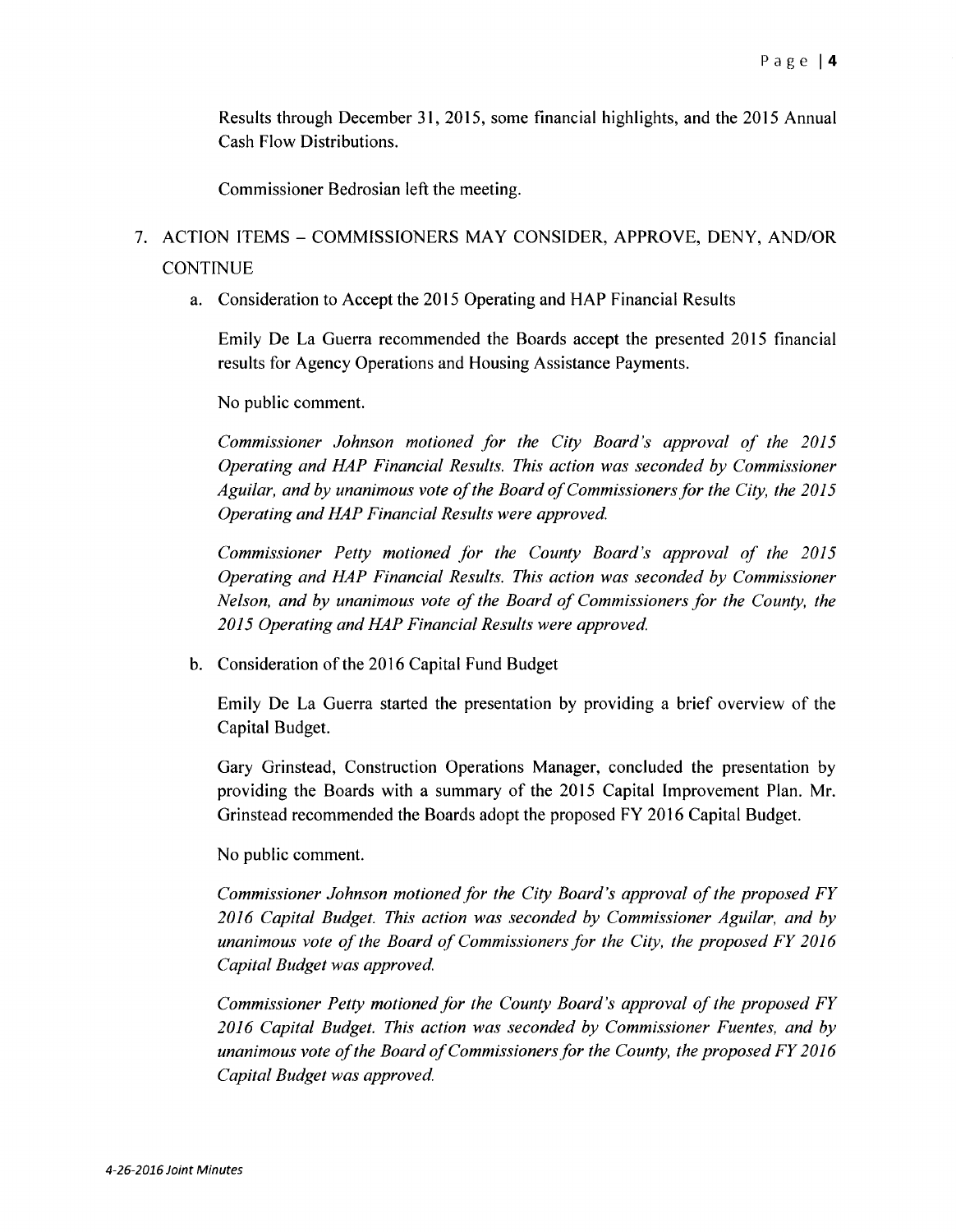Results through December 31, 2015, some financial highlights, and the 2015 Annual Cash Flow Distributions.

Commissioner Bedrosian left the meeting.

7. ACTION ITEMS – COMMISSIONERS MAY CONSIDER, APPROVE, DENY, AND/OR CONTINUE

   a. Consideration to Accept the 2015 Operating and HAP Financial Results

      Emily De La Guerra recommended the Boards accept the presented 2015 financial results for Agency Operations and Housing Assistance Payments.

      No public comment.

      *Commissioner Johnson motioned for the City Board's approval of the 2015 Operating and HAP Financial Results. This action was seconded by Commissioner Aguilar, and by unanimous vote of the Board of Commissioners for the City, the 2015 Operating and HAP Financial Results were approved.*

      *Commissioner Petty motioned for the County Board's approval of the 2015 Operating and HAP Financial Results. This action was seconded by Commissioner Nelson, and by unanimous vote of the Board of Commissioners for the County, the 2015 Operating and HAP Financial Results were approved.*

   b. Consideration of the 2016 Capital Fund Budget

      Emily De La Guerra started the presentation by providing a brief overview of the Capital Budget.

      Gary Grinstead, Construction Operations Manager, concluded the presentation by providing the Boards with a summary of the 2015 Capital Improvement Plan. Mr. Grinstead recommended the Boards adopt the proposed FY 2016 Capital Budget.

      No public comment.

      *Commissioner Johnson motioned for the City Board's approval of the proposed FY 2016 Capital Budget. This action was seconded by Commissioner Aguilar, and by unanimous vote of the Board of Commissioners for the City, the proposed FY 2016 Capital Budget was approved.*

      *Commissioner Petty motioned for the County Board's approval of the proposed FY 2016 Capital Budget. This action was seconded by Commissioner Fuentes, and by unanimous vote of the Board of Commissioners for the County, the proposed FY 2016 Capital Budget was approved.*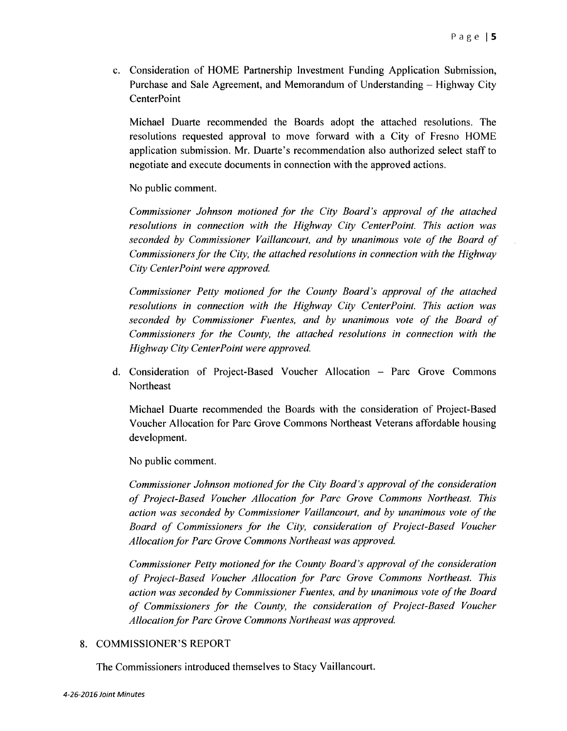c. Consideration of HOME Partnership Investment Funding Application Submission, Purchase and Sale Agreement, and Memorandum of Understanding – Highway City CenterPoint

   Michael Duarte recommended the Boards adopt the attached resolutions. The resolutions requested approval to move forward with a City of Fresno HOME application submission. Mr. Duarte's recommendation also authorized select staff to negotiate and execute documents in connection with the approved actions.

   No public comment.

   *Commissioner Johnson motioned for the City Board's approval of the attached resolutions in connection with the Highway City CenterPoint. This action was seconded by Commissioner Vaillancourt, and by unanimous vote of the Board of Commissioners for the City, the attached resolutions in connection with the Highway City CenterPoint were approved.*

   *Commissioner Petty motioned for the County Board's approval of the attached resolutions in connection with the Highway City CenterPoint. This action was seconded by Commissioner Fuentes, and by unanimous vote of the Board of Commissioners for the County, the attached resolutions in connection with the Highway City CenterPoint were approved.*

d. Consideration of Project-Based Voucher Allocation – Parc Grove Commons Northeast

   Michael Duarte recommended the Boards with the consideration of Project-Based Voucher Allocation for Parc Grove Commons Northeast Veterans affordable housing development.

   No public comment.

   *Commissioner Johnson motioned for the City Board's approval of the consideration of Project-Based Voucher Allocation for Parc Grove Commons Northeast. This action was seconded by Commissioner Vaillancourt, and by unanimous vote of the Board of Commissioners for the City, consideration of Project-Based Voucher Allocation for Parc Grove Commons Northeast was approved.*

   *Commissioner Petty motioned for the County Board's approval of the consideration of Project-Based Voucher Allocation for Parc Grove Commons Northeast. This action was seconded by Commissioner Fuentes, and by unanimous vote of the Board of Commissioners for the County, the consideration of Project-Based Voucher Allocation for Parc Grove Commons Northeast was approved.*

8. COMMISSIONER'S REPORT

   The Commissioners introduced themselves to Stacy Vaillancourt.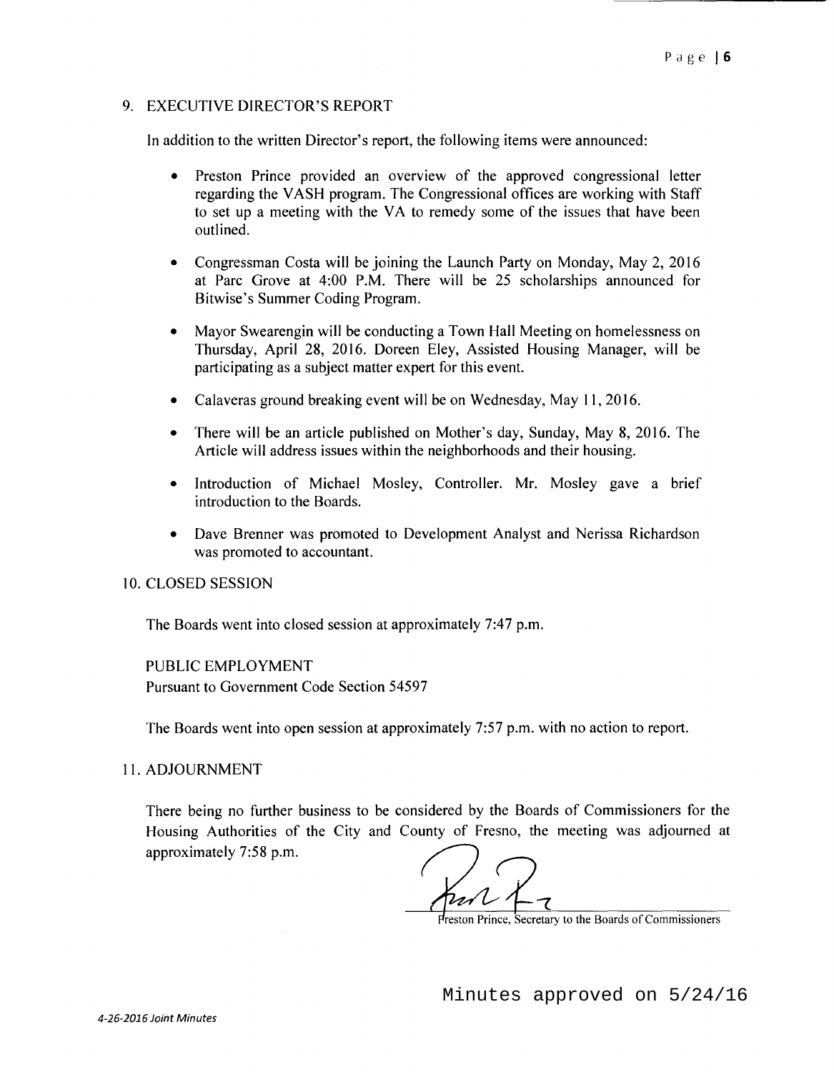## 9. EXECUTIVE DIRECTOR'S REPORT

In addition to the written Director's report, the following items were announced:

- Preston Prince provided an overview of the approved congressional letter regarding the VASH program. The Congressional offices are working with Staff to set up a meeting with the VA to remedy some of the issues that have been outlined.
- Congressman Costa will be joining the Launch Party on Monday, May 2, 2016 at Parc Grove at 4:00 P.M. There will be 25 scholarships announced for Bitwise's Summer Coding Program.
- Mayor Swearengin will be conducting a Town Hall Meeting on homelessness on Thursday, April 28, 2016. Doreen Eley, Assisted Housing Manager, will be participating as a subject matter expert for this event.
- Calaveras ground breaking event will be on Wednesday, May 11, 2016.
- There will be an article published on Mother's day, Sunday, May 8, 2016. The Article will address issues within the neighborhoods and their housing.
- Introduction of Michael Mosley, Controller. Mr. Mosley gave a brief introduction to the Boards.
- Dave Brenner was promoted to Development Analyst and Nerissa Richardson was promoted to accountant.

## 10. CLOSED SESSION

The Boards went into closed session at approximately 7:47 p.m.

PUBLIC EMPLOYMENT
Pursuant to Government Code Section 54597

The Boards went into open session at approximately 7:57 p.m. with no action to report.

## 11. ADJOURNMENT

There being no further business to be considered by the Boards of Commissioners for the Housing Authorities of the City and County of Fresno, the meeting was adjourned at approximately 7:58 p.m.

Preston Prince, Secretary to the Boards of Commissioners

Minutes approved on 5/24/16

*4-26-2016 Joint Minutes*